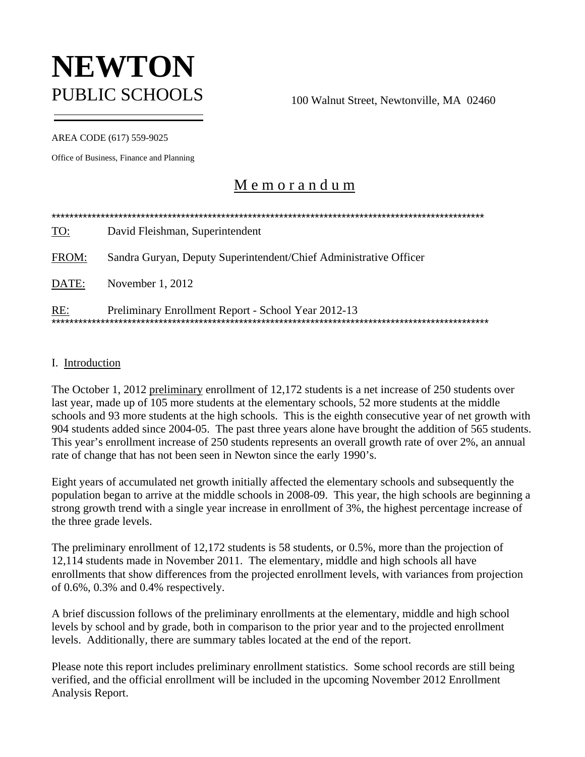# NEWTON
PUBLIC SCHOOLS

100 Walnut Street, Newtonville, MA 02460

AREA CODE (617) 559-9025

Office of Business, Finance and Planning

## Memorandum

****************************************************************************************************

TO: David Fleishman, Superintendent

FROM: Sandra Guryan, Deputy Superintendent/Chief Administrative Officer

DATE: November 1, 2012

RE: Preliminary Enrollment Report - School Year 2012-13

****************************************************************************************************

### I. Introduction

The October 1, 2012 preliminary enrollment of 12,172 students is a net increase of 250 students over last year, made up of 105 more students at the elementary schools, 52 more students at the middle schools and 93 more students at the high schools. This is the eighth consecutive year of net growth with 904 students added since 2004-05. The past three years alone have brought the addition of 565 students. This year's enrollment increase of 250 students represents an overall growth rate of over 2%, an annual rate of change that has not been seen in Newton since the early 1990's.

Eight years of accumulated net growth initially affected the elementary schools and subsequently the population began to arrive at the middle schools in 2008-09. This year, the high schools are beginning a strong growth trend with a single year increase in enrollment of 3%, the highest percentage increase of the three grade levels.

The preliminary enrollment of 12,172 students is 58 students, or 0.5%, more than the projection of 12,114 students made in November 2011. The elementary, middle and high schools all have enrollments that show differences from the projected enrollment levels, with variances from projection of 0.6%, 0.3% and 0.4% respectively.

A brief discussion follows of the preliminary enrollments at the elementary, middle and high school levels by school and by grade, both in comparison to the prior year and to the projected enrollment levels. Additionally, there are summary tables located at the end of the report.

Please note this report includes preliminary enrollment statistics. Some school records are still being verified, and the official enrollment will be included in the upcoming November 2012 Enrollment Analysis Report.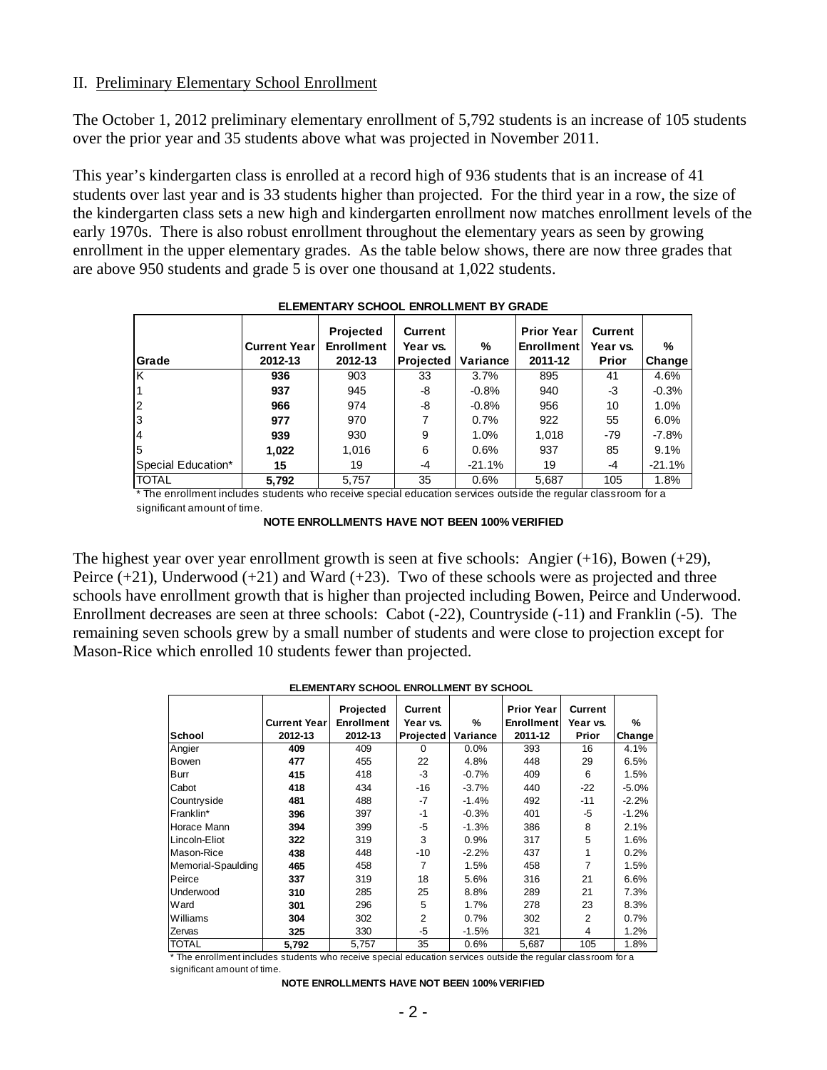## II. Preliminary Elementary School Enrollment

The October 1, 2012 preliminary elementary enrollment of 5,792 students is an increase of 105 students over the prior year and 35 students above what was projected in November 2011.

This year's kindergarten class is enrolled at a record high of 936 students that is an increase of 41 students over last year and is 33 students higher than projected. For the third year in a row, the size of the kindergarten class sets a new high and kindergarten enrollment now matches enrollment levels of the early 1970s. There is also robust enrollment throughout the elementary years as seen by growing enrollment in the upper elementary grades. As the table below shows, there are now three grades that are above 950 students and grade 5 is over one thousand at 1,022 students.

**ELEMENTARY SCHOOL ENROLLMENT BY GRADE**

| Grade | Current Year 2012-13 | Projected Enrollment 2012-13 | Current Year vs. Projected | % Variance | Prior Year Enrollment 2011-12 | Current Year vs. Prior | % Change |
|---|---|---|---|---|---|---|---|
| K | **936** | 903 | 33 | 3.7% | 895 | 41 | 4.6% |
| 1 | **937** | 945 | -8 | -0.8% | 940 | -3 | -0.3% |
| 2 | **966** | 974 | -8 | -0.8% | 956 | 10 | 1.0% |
| 3 | **977** | 970 | 7 | 0.7% | 922 | 55 | 6.0% |
| 4 | **939** | 930 | 9 | 1.0% | 1,018 | -79 | -7.8% |
| 5 | **1,022** | 1,016 | 6 | 0.6% | 937 | 85 | 9.1% |
| Special Education* | **15** | 19 | -4 | -21.1% | 19 | -4 | -21.1% |
| TOTAL | **5,792** | 5,757 | 35 | 0.6% | 5,687 | 105 | 1.8% |

* The enrollment includes students who receive special education services outside the regular classroom for a significant amount of time.

**NOTE ENROLLMENTS HAVE NOT BEEN 100% VERIFIED**

The highest year over year enrollment growth is seen at five schools: Angier (+16), Bowen (+29), Peirce (+21), Underwood (+21) and Ward (+23). Two of these schools were as projected and three schools have enrollment growth that is higher than projected including Bowen, Peirce and Underwood. Enrollment decreases are seen at three schools: Cabot (-22), Countryside (-11) and Franklin (-5). The remaining seven schools grew by a small number of students and were close to projection except for Mason-Rice which enrolled 10 students fewer than projected.

**ELEMENTARY SCHOOL ENROLLMENT BY SCHOOL**

| School | Current Year 2012-13 | Projected Enrollment 2012-13 | Current Year vs. Projected | % Variance | Prior Year Enrollment 2011-12 | Current Year vs. Prior | % Change |
|---|---|---|---|---|---|---|---|
| Angier | **409** | 409 | 0 | 0.0% | 393 | 16 | 4.1% |
| Bowen | **477** | 455 | 22 | 4.8% | 448 | 29 | 6.5% |
| Burr | **415** | 418 | -3 | -0.7% | 409 | 6 | 1.5% |
| Cabot | **418** | 434 | -16 | -3.7% | 440 | -22 | -5.0% |
| Countryside | **481** | 488 | -7 | -1.4% | 492 | -11 | -2.2% |
| Franklin* | **396** | 397 | -1 | -0.3% | 401 | -5 | -1.2% |
| Horace Mann | **394** | 399 | -5 | -1.3% | 386 | 8 | 2.1% |
| Lincoln-Eliot | **322** | 319 | 3 | 0.9% | 317 | 5 | 1.6% |
| Mason-Rice | **438** | 448 | -10 | -2.2% | 437 | 1 | 0.2% |
| Memorial-Spaulding | **465** | 458 | 7 | 1.5% | 458 | 7 | 1.5% |
| Peirce | **337** | 319 | 18 | 5.6% | 316 | 21 | 6.6% |
| Underwood | **310** | 285 | 25 | 8.8% | 289 | 21 | 7.3% |
| Ward | **301** | 296 | 5 | 1.7% | 278 | 23 | 8.3% |
| Williams | **304** | 302 | 2 | 0.7% | 302 | 2 | 0.7% |
| Zervas | **325** | 330 | -5 | -1.5% | 321 | 4 | 1.2% |
| TOTAL | **5,792** | 5,757 | 35 | 0.6% | 5,687 | 105 | 1.8% |

* The enrollment includes students who receive special education services outside the regular classroom for a significant amount of time.

**NOTE ENROLLMENTS HAVE NOT BEEN 100% VERIFIED**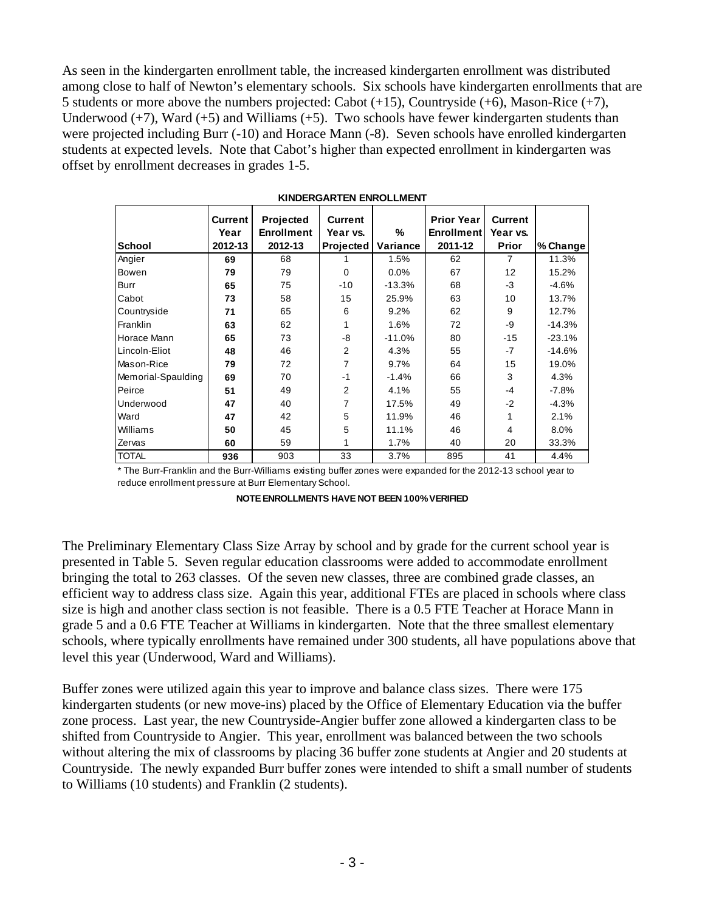As seen in the kindergarten enrollment table, the increased kindergarten enrollment was distributed among close to half of Newton's elementary schools. Six schools have kindergarten enrollments that are 5 students or more above the numbers projected: Cabot (+15), Countryside (+6), Mason-Rice (+7), Underwood (+7), Ward (+5) and Williams (+5). Two schools have fewer kindergarten students than were projected including Burr (-10) and Horace Mann (-8). Seven schools have enrolled kindergarten students at expected levels. Note that Cabot's higher than expected enrollment in kindergarten was offset by enrollment decreases in grades 1-5.

**KINDERGARTEN ENROLLMENT**

| School | Current Year 2012-13 | Projected Enrollment 2012-13 | Current Year vs. Projected | % Variance | Prior Year Enrollment 2011-12 | Current Year vs. Prior | % Change |
|---|---|---|---|---|---|---|---|
| Angier | **69** | 68 | 1 | 1.5% | 62 | 7 | 11.3% |
| Bowen | **79** | 79 | 0 | 0.0% | 67 | 12 | 15.2% |
| Burr | **65** | 75 | -10 | -13.3% | 68 | -3 | -4.6% |
| Cabot | **73** | 58 | 15 | 25.9% | 63 | 10 | 13.7% |
| Countryside | **71** | 65 | 6 | 9.2% | 62 | 9 | 12.7% |
| Franklin | **63** | 62 | 1 | 1.6% | 72 | -9 | -14.3% |
| Horace Mann | **65** | 73 | -8 | -11.0% | 80 | -15 | -23.1% |
| Lincoln-Eliot | **48** | 46 | 2 | 4.3% | 55 | -7 | -14.6% |
| Mason-Rice | **79** | 72 | 7 | 9.7% | 64 | 15 | 19.0% |
| Memorial-Spaulding | **69** | 70 | -1 | -1.4% | 66 | 3 | 4.3% |
| Peirce | **51** | 49 | 2 | 4.1% | 55 | -4 | -7.8% |
| Underwood | **47** | 40 | 7 | 17.5% | 49 | -2 | -4.3% |
| Ward | **47** | 42 | 5 | 11.9% | 46 | 1 | 2.1% |
| Williams | **50** | 45 | 5 | 11.1% | 46 | 4 | 8.0% |
| Zervas | **60** | 59 | 1 | 1.7% | 40 | 20 | 33.3% |
| TOTAL | **936** | 903 | 33 | 3.7% | 895 | 41 | 4.4% |

* The Burr-Franklin and the Burr-Williams existing buffer zones were expanded for the 2012-13 school year to reduce enrollment pressure at Burr Elementary School.

**NOTE ENROLLMENTS HAVE NOT BEEN 100% VERIFIED**

The Preliminary Elementary Class Size Array by school and by grade for the current school year is presented in Table 5. Seven regular education classrooms were added to accommodate enrollment bringing the total to 263 classes. Of the seven new classes, three are combined grade classes, an efficient way to address class size. Again this year, additional FTEs are placed in schools where class size is high and another class section is not feasible. There is a 0.5 FTE Teacher at Horace Mann in grade 5 and a 0.6 FTE Teacher at Williams in kindergarten. Note that the three smallest elementary schools, where typically enrollments have remained under 300 students, all have populations above that level this year (Underwood, Ward and Williams).

Buffer zones were utilized again this year to improve and balance class sizes. There were 175 kindergarten students (or new move-ins) placed by the Office of Elementary Education via the buffer zone process. Last year, the new Countryside-Angier buffer zone allowed a kindergarten class to be shifted from Countryside to Angier. This year, enrollment was balanced between the two schools without altering the mix of classrooms by placing 36 buffer zone students at Angier and 20 students at Countryside. The newly expanded Burr buffer zones were intended to shift a small number of students to Williams (10 students) and Franklin (2 students).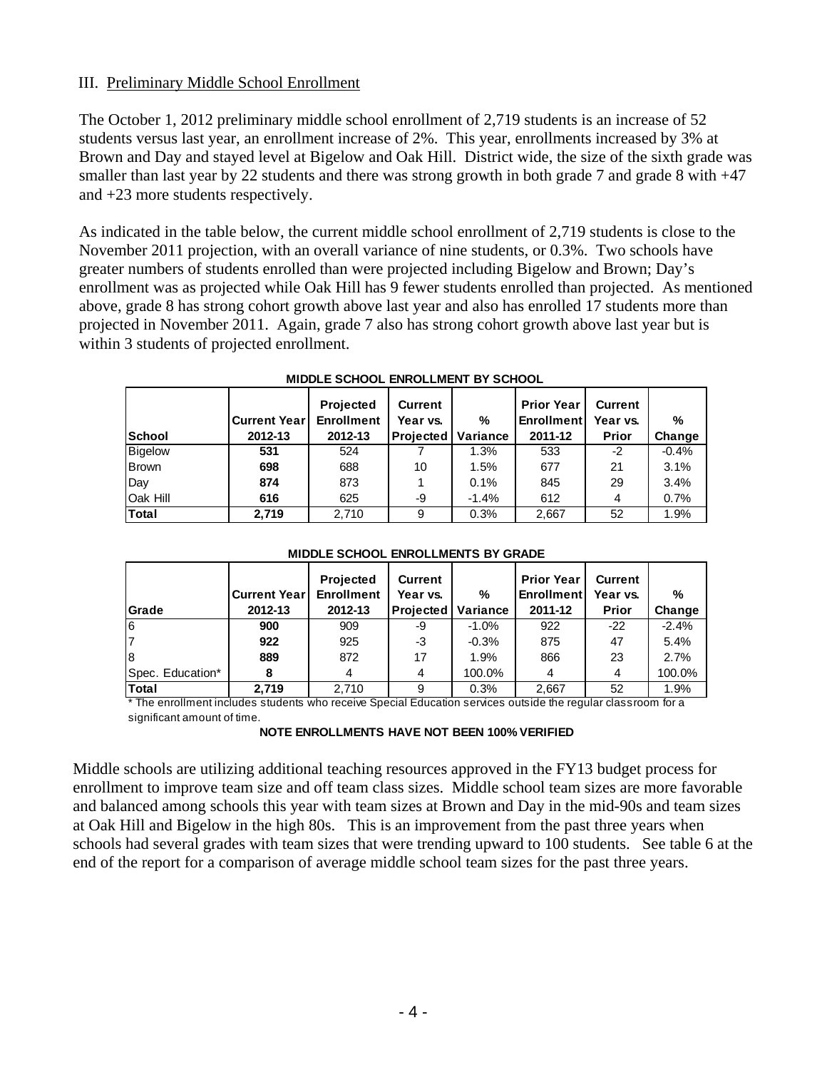## III. Preliminary Middle School Enrollment

The October 1, 2012 preliminary middle school enrollment of 2,719 students is an increase of 52 students versus last year, an enrollment increase of 2%. This year, enrollments increased by 3% at Brown and Day and stayed level at Bigelow and Oak Hill. District wide, the size of the sixth grade was smaller than last year by 22 students and there was strong growth in both grade 7 and grade 8 with +47 and +23 more students respectively.

As indicated in the table below, the current middle school enrollment of 2,719 students is close to the November 2011 projection, with an overall variance of nine students, or 0.3%. Two schools have greater numbers of students enrolled than were projected including Bigelow and Brown; Day's enrollment was as projected while Oak Hill has 9 fewer students enrolled than projected. As mentioned above, grade 8 has strong cohort growth above last year and also has enrolled 17 students more than projected in November 2011. Again, grade 7 also has strong cohort growth above last year but is within 3 students of projected enrollment.

**MIDDLE SCHOOL ENROLLMENT BY SCHOOL**

| School | Current Year 2012-13 | Projected Enrollment 2012-13 | Current Year vs. Projected | % Variance | Prior Year Enrollment 2011-12 | Current Year vs. Prior | % Change |
|---|---|---|---|---|---|---|---|
| Bigelow | **531** | 524 | 7 | 1.3% | 533 | -2 | -0.4% |
| Brown | **698** | 688 | 10 | 1.5% | 677 | 21 | 3.1% |
| Day | **874** | 873 | 1 | 0.1% | 845 | 29 | 3.4% |
| Oak Hill | **616** | 625 | -9 | -1.4% | 612 | 4 | 0.7% |
| **Total** | **2,719** | 2,710 | 9 | 0.3% | 2,667 | 52 | 1.9% |

**MIDDLE SCHOOL ENROLLMENTS BY GRADE**

| Grade | Current Year 2012-13 | Projected Enrollment 2012-13 | Current Year vs. Projected | % Variance | Prior Year Enrollment 2011-12 | Current Year vs. Prior | % Change |
|---|---|---|---|---|---|---|---|
| 6 | **900** | 909 | -9 | -1.0% | 922 | -22 | -2.4% |
| 7 | **922** | 925 | -3 | -0.3% | 875 | 47 | 5.4% |
| 8 | **889** | 872 | 17 | 1.9% | 866 | 23 | 2.7% |
| Spec. Education* | **8** | 4 | 4 | 100.0% | 4 | 4 | 100.0% |
| **Total** | **2,719** | 2,710 | 9 | 0.3% | 2,667 | 52 | 1.9% |

* The enrollment includes students who receive Special Education services outside the regular classroom for a significant amount of time.

**NOTE ENROLLMENTS HAVE NOT BEEN 100% VERIFIED**

Middle schools are utilizing additional teaching resources approved in the FY13 budget process for enrollment to improve team size and off team class sizes. Middle school team sizes are more favorable and balanced among schools this year with team sizes at Brown and Day in the mid-90s and team sizes at Oak Hill and Bigelow in the high 80s. This is an improvement from the past three years when schools had several grades with team sizes that were trending upward to 100 students. See table 6 at the end of the report for a comparison of average middle school team sizes for the past three years.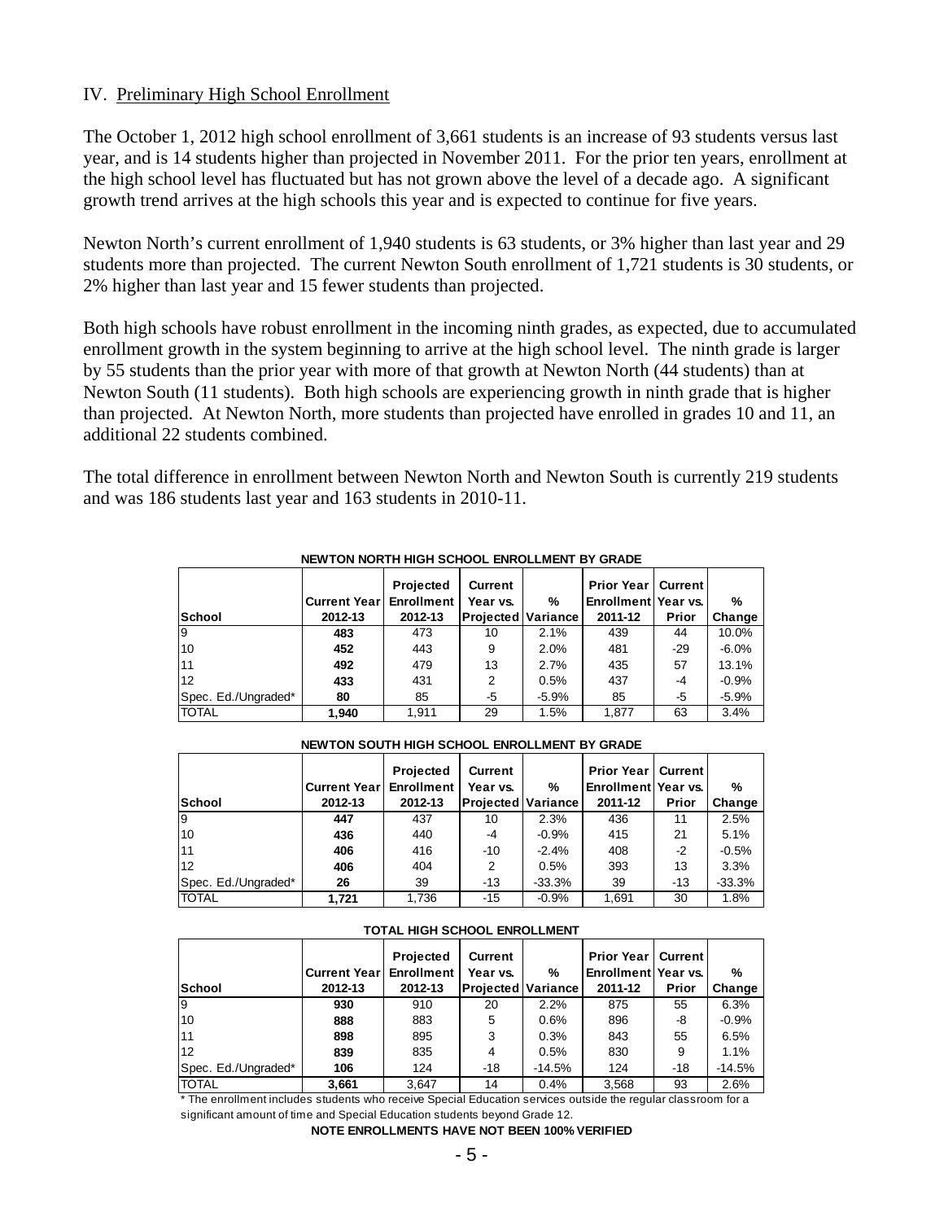IV. Preliminary High School Enrollment

The October 1, 2012 high school enrollment of 3,661 students is an increase of 93 students versus last year, and is 14 students higher than projected in November 2011. For the prior ten years, enrollment at the high school level has fluctuated but has not grown above the level of a decade ago. A significant growth trend arrives at the high schools this year and is expected to continue for five years.

Newton North's current enrollment of 1,940 students is 63 students, or 3% higher than last year and 29 students more than projected. The current Newton South enrollment of 1,721 students is 30 students, or 2% higher than last year and 15 fewer students than projected.

Both high schools have robust enrollment in the incoming ninth grades, as expected, due to accumulated enrollment growth in the system beginning to arrive at the high school level. The ninth grade is larger by 55 students than the prior year with more of that growth at Newton North (44 students) than at Newton South (11 students). Both high schools are experiencing growth in ninth grade that is higher than projected. At Newton North, more students than projected have enrolled in grades 10 and 11, an additional 22 students combined.

The total difference in enrollment between Newton North and Newton South is currently 219 students and was 186 students last year and 163 students in 2010-11.

**NEWTON NORTH HIGH SCHOOL ENROLLMENT BY GRADE**

| School | Current Year 2012-13 | Projected Enrollment 2012-13 | Current Year vs. Projected | % Variance | Prior Year Enrollment 2011-12 | Current Year vs. Prior | % Change |
|---|---|---|---|---|---|---|---|
| 9 | **483** | 473 | 10 | 2.1% | 439 | 44 | 10.0% |
| 10 | **452** | 443 | 9 | 2.0% | 481 | -29 | -6.0% |
| 11 | **492** | 479 | 13 | 2.7% | 435 | 57 | 13.1% |
| 12 | **433** | 431 | 2 | 0.5% | 437 | -4 | -0.9% |
| Spec. Ed./Ungraded* | **80** | 85 | -5 | -5.9% | 85 | -5 | -5.9% |
| TOTAL | **1,940** | 1,911 | 29 | 1.5% | 1,877 | 63 | 3.4% |

**NEWTON SOUTH HIGH SCHOOL ENROLLMENT BY GRADE**

| School | Current Year 2012-13 | Projected Enrollment 2012-13 | Current Year vs. Projected | % Variance | Prior Year Enrollment 2011-12 | Current Year vs. Prior | % Change |
|---|---|---|---|---|---|---|---|
| 9 | **447** | 437 | 10 | 2.3% | 436 | 11 | 2.5% |
| 10 | **436** | 440 | -4 | -0.9% | 415 | 21 | 5.1% |
| 11 | **406** | 416 | -10 | -2.4% | 408 | -2 | -0.5% |
| 12 | **406** | 404 | 2 | 0.5% | 393 | 13 | 3.3% |
| Spec. Ed./Ungraded* | **26** | 39 | -13 | -33.3% | 39 | -13 | -33.3% |
| TOTAL | **1,721** | 1,736 | -15 | -0.9% | 1,691 | 30 | 1.8% |

**TOTAL HIGH SCHOOL ENROLLMENT**

| School | Current Year 2012-13 | Projected Enrollment 2012-13 | Current Year vs. Projected | % Variance | Prior Year Enrollment 2011-12 | Current Year vs. Prior | % Change |
|---|---|---|---|---|---|---|---|
| 9 | **930** | 910 | 20 | 2.2% | 875 | 55 | 6.3% |
| 10 | **888** | 883 | 5 | 0.6% | 896 | -8 | -0.9% |
| 11 | **898** | 895 | 3 | 0.3% | 843 | 55 | 6.5% |
| 12 | **839** | 835 | 4 | 0.5% | 830 | 9 | 1.1% |
| Spec. Ed./Ungraded* | **106** | 124 | -18 | -14.5% | 124 | -18 | -14.5% |
| TOTAL | **3,661** | 3,647 | 14 | 0.4% | 3,568 | 93 | 2.6% |

* The enrollment includes students who receive Special Education services outside the regular classroom for a significant amount of time and Special Education students beyond Grade 12.

**NOTE ENROLLMENTS HAVE NOT BEEN 100% VERIFIED**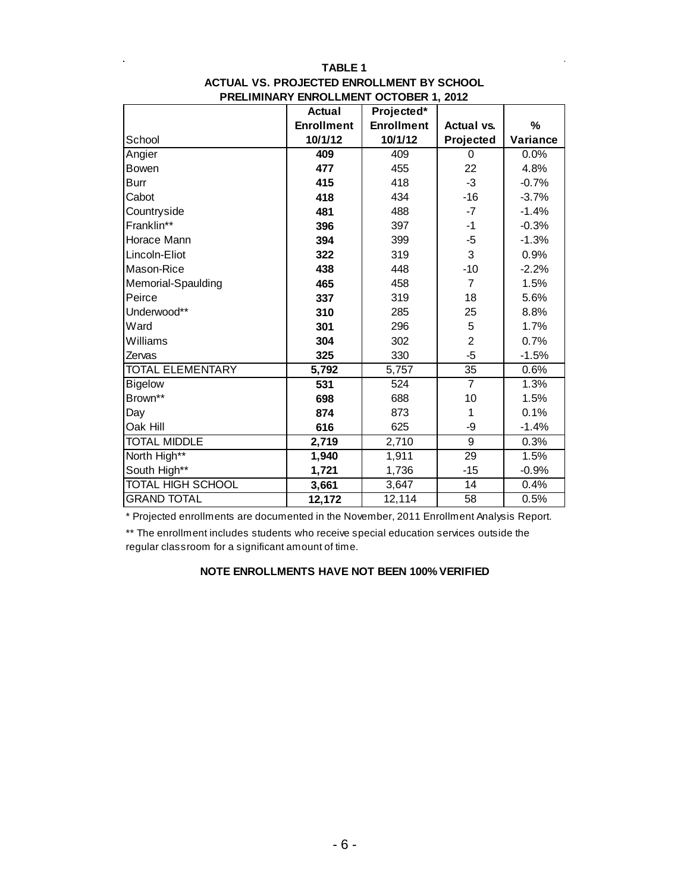**TABLE 1**
**ACTUAL VS. PROJECTED ENROLLMENT BY SCHOOL**
**PRELIMINARY ENROLLMENT OCTOBER 1, 2012**

| School | Actual Enrollment 10/1/12 | Projected* Enrollment 10/1/12 | Actual vs. Projected | % Variance |
|---|---|---|---|---|
| Angier | **409** | 409 | 0 | 0.0% |
| Bowen | **477** | 455 | 22 | 4.8% |
| Burr | **415** | 418 | -3 | -0.7% |
| Cabot | **418** | 434 | -16 | -3.7% |
| Countryside | **481** | 488 | -7 | -1.4% |
| Franklin** | **396** | 397 | -1 | -0.3% |
| Horace Mann | **394** | 399 | -5 | -1.3% |
| Lincoln-Eliot | **322** | 319 | 3 | 0.9% |
| Mason-Rice | **438** | 448 | -10 | -2.2% |
| Memorial-Spaulding | **465** | 458 | 7 | 1.5% |
| Peirce | **337** | 319 | 18 | 5.6% |
| Underwood** | **310** | 285 | 25 | 8.8% |
| Ward | **301** | 296 | 5 | 1.7% |
| Williams | **304** | 302 | 2 | 0.7% |
| Zervas | **325** | 330 | -5 | -1.5% |
| TOTAL ELEMENTARY | **5,792** | 5,757 | 35 | 0.6% |
| Bigelow | **531** | 524 | 7 | 1.3% |
| Brown** | **698** | 688 | 10 | 1.5% |
| Day | **874** | 873 | 1 | 0.1% |
| Oak Hill | **616** | 625 | -9 | -1.4% |
| TOTAL MIDDLE | **2,719** | 2,710 | 9 | 0.3% |
| North High** | **1,940** | 1,911 | 29 | 1.5% |
| South High** | **1,721** | 1,736 | -15 | -0.9% |
| TOTAL HIGH SCHOOL | **3,661** | 3,647 | 14 | 0.4% |
| GRAND TOTAL | **12,172** | 12,114 | 58 | 0.5% |

\* Projected enrollments are documented in the November, 2011 Enrollment Analysis Report.

** The enrollment includes students who receive special education services outside the regular classroom for a significant amount of time.

**NOTE ENROLLMENTS HAVE NOT BEEN 100% VERIFIED**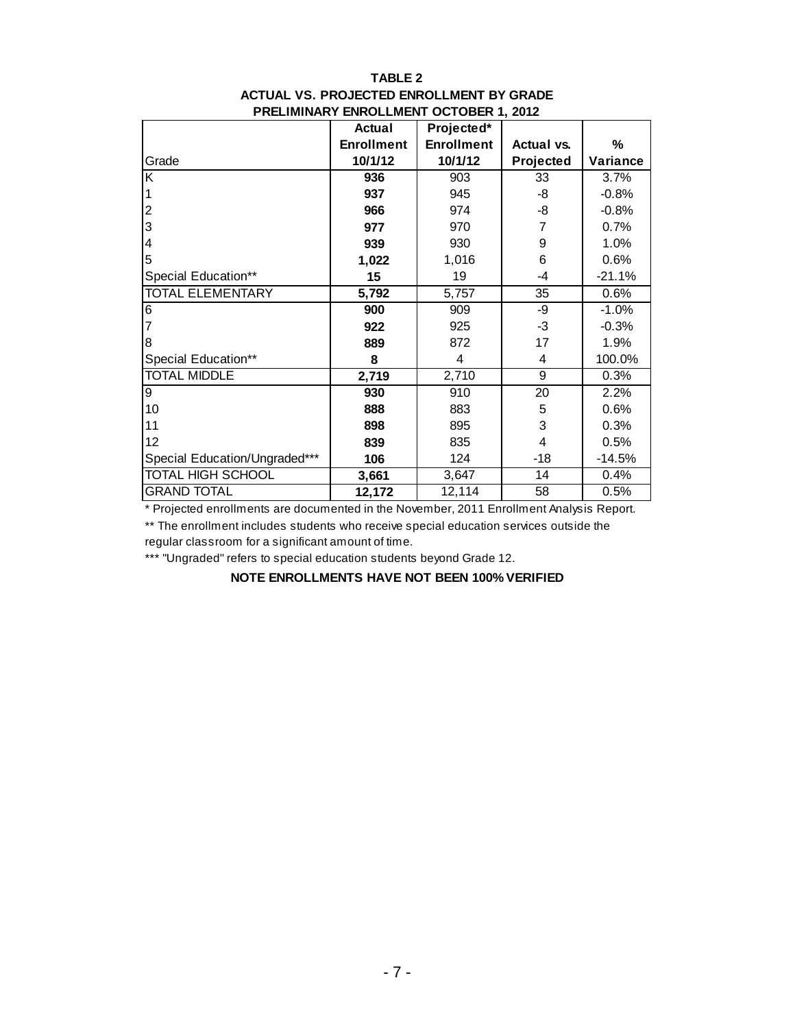**TABLE 2**
**ACTUAL VS. PROJECTED ENROLLMENT BY GRADE**
**PRELIMINARY ENROLLMENT OCTOBER 1, 2012**

| Grade | **Actual Enrollment 10/1/12** | **Projected* Enrollment 10/1/12** | **Actual vs. Projected** | **% Variance** |
|---|---|---|---|---|
| K | **936** | 903 | 33 | 3.7% |
| 1 | **937** | 945 | -8 | -0.8% |
| 2 | **966** | 974 | -8 | -0.8% |
| 3 | **977** | 970 | 7 | 0.7% |
| 4 | **939** | 930 | 9 | 1.0% |
| 5 | **1,022** | 1,016 | 6 | 0.6% |
| Special Education** | **15** | 19 | -4 | -21.1% |
| TOTAL ELEMENTARY | **5,792** | 5,757 | 35 | 0.6% |
| 6 | **900** | 909 | -9 | -1.0% |
| 7 | **922** | 925 | -3 | -0.3% |
| 8 | **889** | 872 | 17 | 1.9% |
| Special Education** | **8** | 4 | 4 | 100.0% |
| TOTAL MIDDLE | **2,719** | 2,710 | 9 | 0.3% |
| 9 | **930** | 910 | 20 | 2.2% |
| 10 | **888** | 883 | 5 | 0.6% |
| 11 | **898** | 895 | 3 | 0.3% |
| 12 | **839** | 835 | 4 | 0.5% |
| Special Education/Ungraded*** | **106** | 124 | -18 | -14.5% |
| TOTAL HIGH SCHOOL | **3,661** | 3,647 | 14 | 0.4% |
| GRAND TOTAL | **12,172** | 12,114 | 58 | 0.5% |

* Projected enrollments are documented in the November, 2011 Enrollment Analysis Report.

** The enrollment includes students who receive special education services outside the regular classroom for a significant amount of time.

*** "Ungraded" refers to special education students beyond Grade 12.

**NOTE ENROLLMENTS HAVE NOT BEEN 100% VERIFIED**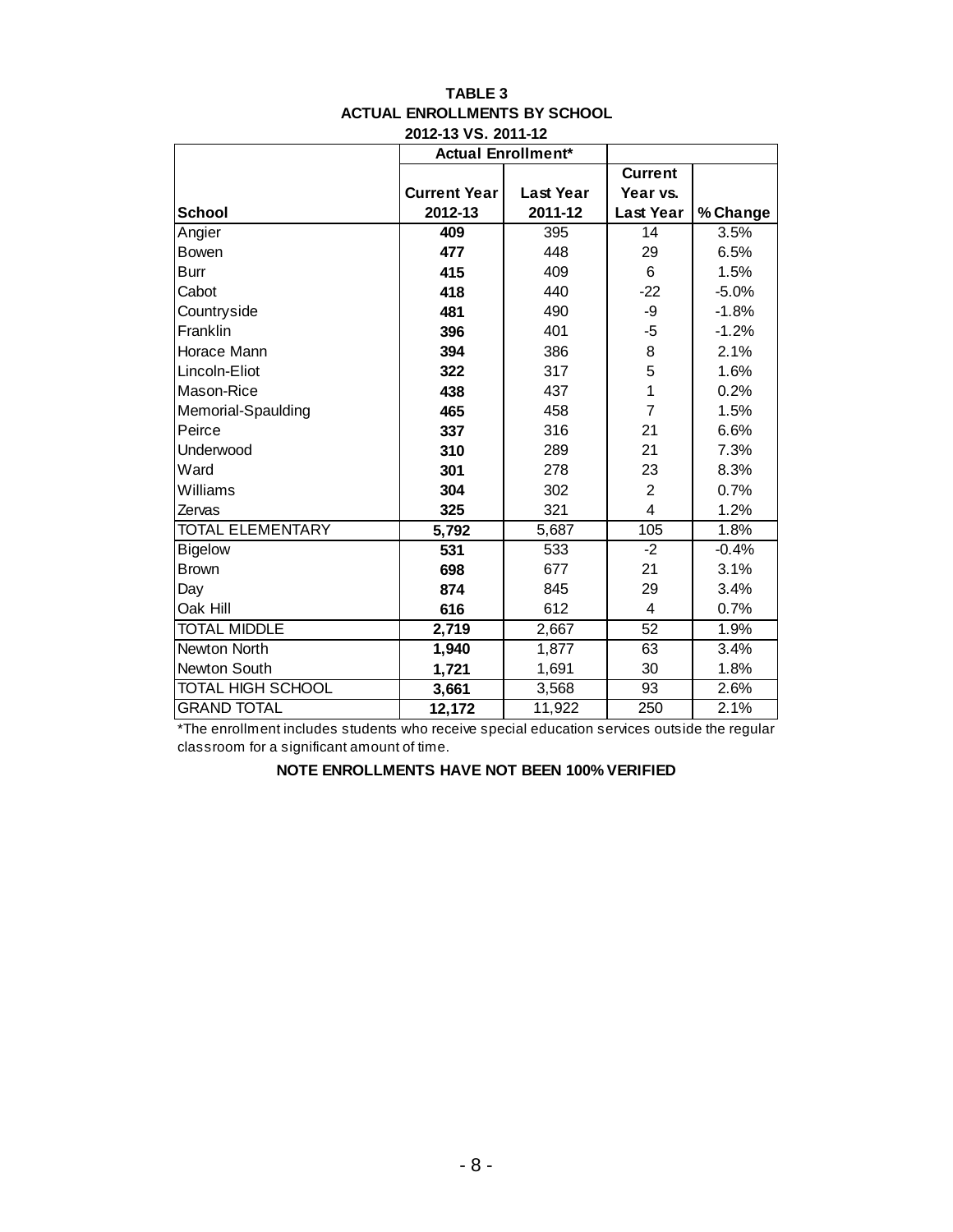**TABLE 3**
**ACTUAL ENROLLMENTS BY SCHOOL**
**2012-13 VS. 2011-12**

| | Actual Enrollment* | | | |
|---|---|---|---|---|
| **School** | **Current Year 2012-13** | **Last Year 2011-12** | **Current Year vs. Last Year** | **% Change** |
| Angier | **409** | 395 | 14 | 3.5% |
| Bowen | **477** | 448 | 29 | 6.5% |
| Burr | **415** | 409 | 6 | 1.5% |
| Cabot | **418** | 440 | -22 | -5.0% |
| Countryside | **481** | 490 | -9 | -1.8% |
| Franklin | **396** | 401 | -5 | -1.2% |
| Horace Mann | **394** | 386 | 8 | 2.1% |
| Lincoln-Eliot | **322** | 317 | 5 | 1.6% |
| Mason-Rice | **438** | 437 | 1 | 0.2% |
| Memorial-Spaulding | **465** | 458 | 7 | 1.5% |
| Peirce | **337** | 316 | 21 | 6.6% |
| Underwood | **310** | 289 | 21 | 7.3% |
| Ward | **301** | 278 | 23 | 8.3% |
| Williams | **304** | 302 | 2 | 0.7% |
| Zervas | **325** | 321 | 4 | 1.2% |
| TOTAL ELEMENTARY | **5,792** | 5,687 | 105 | 1.8% |
| Bigelow | **531** | 533 | -2 | -0.4% |
| Brown | **698** | 677 | 21 | 3.1% |
| Day | **874** | 845 | 29 | 3.4% |
| Oak Hill | **616** | 612 | 4 | 0.7% |
| TOTAL MIDDLE | **2,719** | 2,667 | 52 | 1.9% |
| Newton North | **1,940** | 1,877 | 63 | 3.4% |
| Newton South | **1,721** | 1,691 | 30 | 1.8% |
| TOTAL HIGH SCHOOL | **3,661** | 3,568 | 93 | 2.6% |
| GRAND TOTAL | **12,172** | 11,922 | 250 | 2.1% |

*The enrollment includes students who receive special education services outside the regular classroom for a significant amount of time.

**NOTE ENROLLMENTS HAVE NOT BEEN 100% VERIFIED**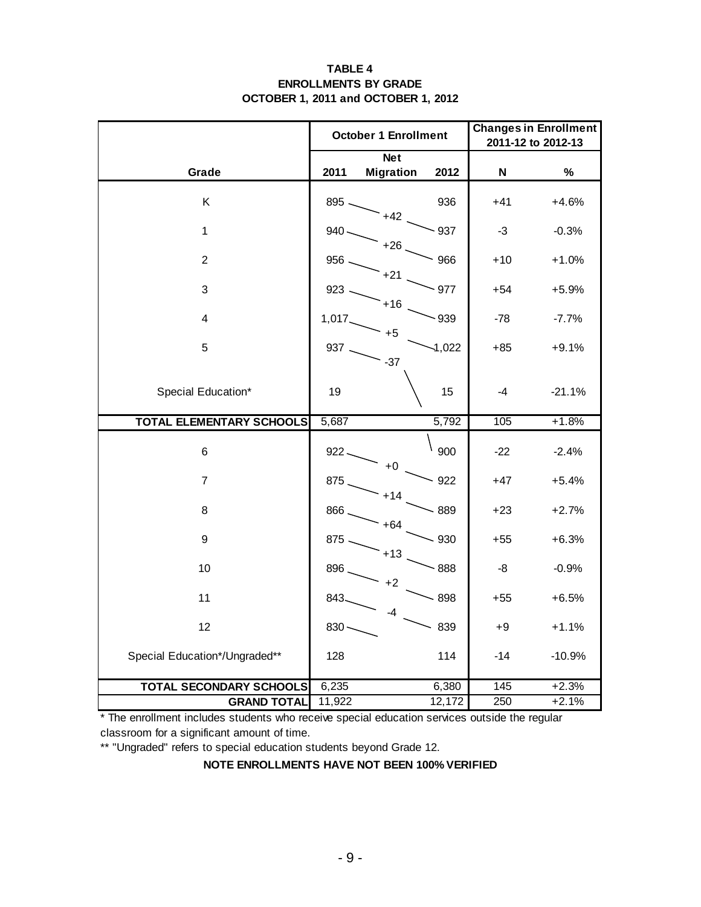**TABLE 4**
**ENROLLMENTS BY GRADE**
**OCTOBER 1, 2011 and OCTOBER 1, 2012**

| | October 1 Enrollment | | | Changes in Enrollment 2011-12 to 2012-13 | |
|---|---|---|---|---|---|
| **Grade** | **2011** | **Net Migration** | **2012** | **N** | **%** |
| K | 895 | +42 | 936 | +41 | +4.6% |
| 1 | 940 | +26 | 937 | -3 | -0.3% |
| 2 | 956 | +21 | 966 | +10 | +1.0% |
| 3 | 923 | +16 | 977 | +54 | +5.9% |
| 4 | 1,017 | +5 | 939 | -78 | -7.7% |
| 5 | 937 | -37 | 1,022 | +85 | +9.1% |
| Special Education* | 19 | | 15 | -4 | -21.1% |
| **TOTAL ELEMENTARY SCHOOLS** | 5,687 | | 5,792 | 105 | +1.8% |
| 6 | 922 | +0 | 900 | -22 | -2.4% |
| 7 | 875 | +14 | 922 | +47 | +5.4% |
| 8 | 866 | +64 | 889 | +23 | +2.7% |
| 9 | 875 | +13 | 930 | +55 | +6.3% |
| 10 | 896 | +2 | 888 | -8 | -0.9% |
| 11 | 843 | -4 | 898 | +55 | +6.5% |
| 12 | 830 | | 839 | +9 | +1.1% |
| Special Education*/Ungraded** | 128 | | 114 | -14 | -10.9% |
| **TOTAL SECONDARY SCHOOLS** | 6,235 | | 6,380 | 145 | +2.3% |
| **GRAND TOTAL** | 11,922 | | 12,172 | 250 | +2.1% |

* The enrollment includes students who receive special education services outside the regular classroom for a significant amount of time.

** "Ungraded" refers to special education students beyond Grade 12.

**NOTE ENROLLMENTS HAVE NOT BEEN 100% VERIFIED**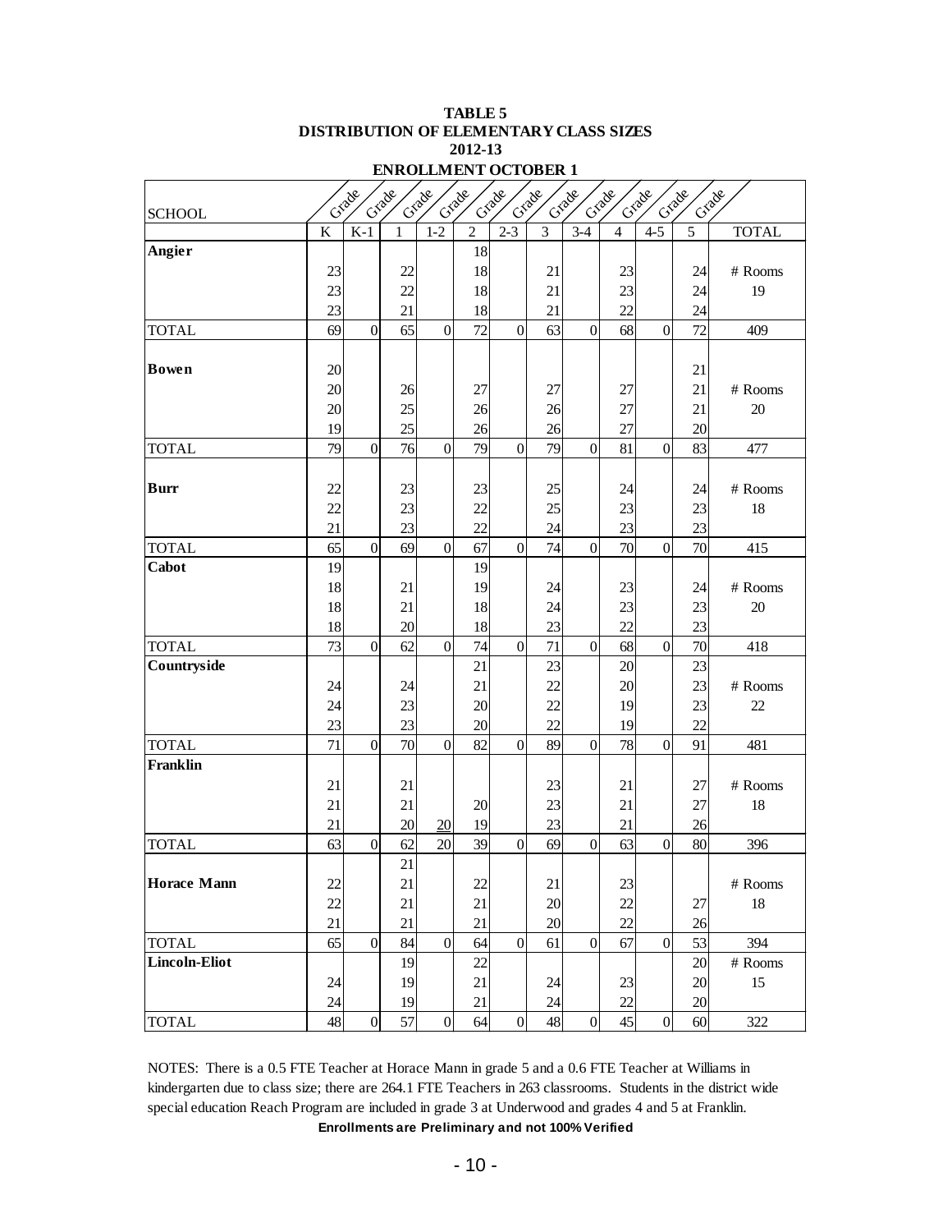**TABLE 5**
**DISTRIBUTION OF ELEMENTARY CLASS SIZES**
**2012-13**
**ENROLLMENT OCTOBER 1**

| SCHOOL | Grade K | Grade K-1 | Grade 1 | Grade 1-2 | Grade 2 | Grade 2-3 | Grade 3 | Grade 3-4 | Grade 4 | Grade 4-5 | Grade 5 | TOTAL |
|---|---|---|---|---|---|---|---|---|---|---|---|---|
| **Angier** | | | | | 18 | | | | | | | |
| | 23 | | 22 | | 18 | | 21 | | 23 | | 24 | # Rooms |
| | 23 | | 22 | | 18 | | 21 | | 23 | | 24 | 19 |
| | 23 | | 21 | | 18 | | 21 | | 22 | | 24 | |
| TOTAL | 69 | 0 | 65 | 0 | 72 | 0 | 63 | 0 | 68 | 0 | 72 | 409 |
| **Bowen** | 20 | | | | | | | | | | 21 | |
| | 20 | | 26 | | 27 | | 27 | | 27 | | 21 | # Rooms |
| | 20 | | 25 | | 26 | | 26 | | 27 | | 21 | 20 |
| | 19 | | 25 | | 26 | | 26 | | 27 | | 20 | |
| TOTAL | 79 | 0 | 76 | 0 | 79 | 0 | 79 | 0 | 81 | 0 | 83 | 477 |
| **Burr** | 22 | | 23 | | 23 | | 25 | | 24 | | 24 | # Rooms |
| | 22 | | 23 | | 22 | | 25 | | 23 | | 23 | 18 |
| | 21 | | 23 | | 22 | | 24 | | 23 | | 23 | |
| TOTAL | 65 | 0 | 69 | 0 | 67 | 0 | 74 | 0 | 70 | 0 | 70 | 415 |
| **Cabot** | 19 | | | | 19 | | | | | | | |
| | 18 | | 21 | | 19 | | 24 | | 23 | | 24 | # Rooms |
| | 18 | | 21 | | 18 | | 24 | | 23 | | 23 | 20 |
| | 18 | | 20 | | 18 | | 23 | | 22 | | 23 | |
| TOTAL | 73 | 0 | 62 | 0 | 74 | 0 | 71 | 0 | 68 | 0 | 70 | 418 |
| **Countryside** | | | | | 21 | | 23 | | 20 | | 23 | |
| | 24 | | 24 | | 21 | | 22 | | 20 | | 23 | # Rooms |
| | 24 | | 23 | | 20 | | 22 | | 19 | | 23 | 22 |
| | 23 | | 23 | | 20 | | 22 | | 19 | | 22 | |
| TOTAL | 71 | 0 | 70 | 0 | 82 | 0 | 89 | 0 | 78 | 0 | 91 | 481 |
| **Franklin** | | | | | | | | | | | | |
| | 21 | | 21 | | | | 23 | | 21 | | 27 | # Rooms |
| | 21 | | 21 | | 20 | | 23 | | 21 | | 27 | 18 |
| | 21 | | 20 | 20 | 19 | | 23 | | 21 | | 26 | |
| TOTAL | 63 | 0 | 62 | 20 | 39 | 0 | 69 | 0 | 63 | 0 | 80 | 396 |
| | | | 21 | | | | | | | | | |
| **Horace Mann** | 22 | | 21 | | 22 | | 21 | | 23 | | | # Rooms |
| | 22 | | 21 | | 21 | | 20 | | 22 | | 27 | 18 |
| | 21 | | 21 | | 21 | | 20 | | 22 | | 26 | |
| TOTAL | 65 | 0 | 84 | 0 | 64 | 0 | 61 | 0 | 67 | 0 | 53 | 394 |
| **Lincoln-Eliot** | | | 19 | | 22 | | | | | | 20 | # Rooms |
| | 24 | | 19 | | 21 | | 24 | | 23 | | 20 | 15 |
| | 24 | | 19 | | 21 | | 24 | | 22 | | 20 | |
| TOTAL | 48 | 0 | 57 | 0 | 64 | 0 | 48 | 0 | 45 | 0 | 60 | 322 |

NOTES: There is a 0.5 FTE Teacher at Horace Mann in grade 5 and a 0.6 FTE Teacher at Williams in kindergarten due to class size; there are 264.1 FTE Teachers in 263 classrooms. Students in the district wide special education Reach Program are included in grade 3 at Underwood and grades 4 and 5 at Franklin.

**Enrollments are Preliminary and not 100% Verified**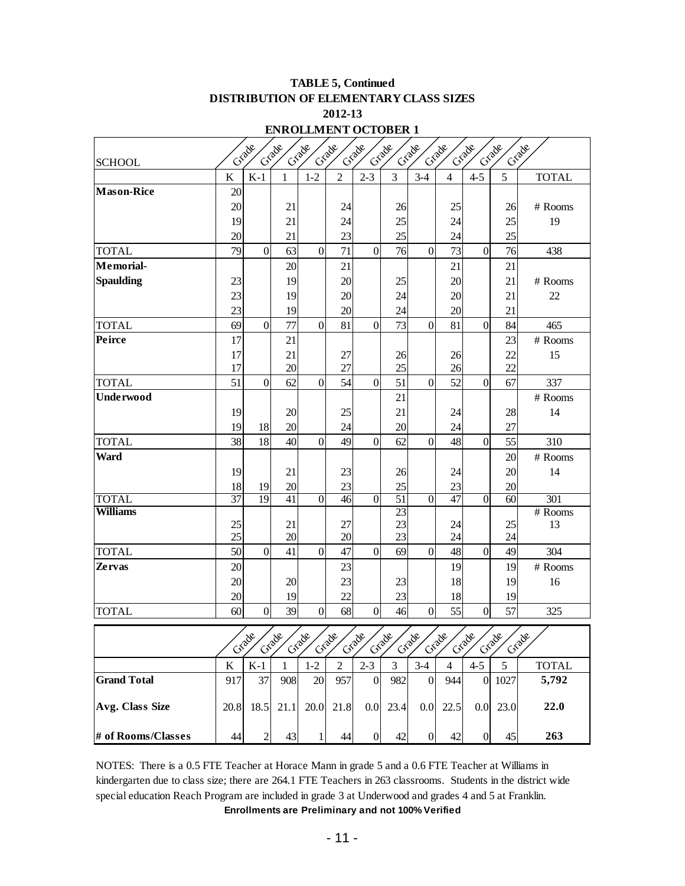# TABLE 5, Continued
## DISTRIBUTION OF ELEMENTARY CLASS SIZES
## 2012-13
## ENROLLMENT OCTOBER 1

| SCHOOL | Grade K | Grade K-1 | Grade 1 | Grade 1-2 | Grade 2 | Grade 2-3 | Grade 3 | Grade 3-4 | Grade 4 | Grade 4-5 | Grade 5 | TOTAL |
|---|---|---|---|---|---|---|---|---|---|---|---|---|
| **Mason-Rice** | 20 | | | | | | | | | | | |
| | 20 | | 21 | | 24 | | 26 | | 25 | | 26 | # Rooms |
| | 19 | | 21 | | 24 | | 25 | | 24 | | 25 | 19 |
| | 20 | | 21 | | 23 | | 25 | | 24 | | 25 | |
| TOTAL | 79 | 0 | 63 | 0 | 71 | 0 | 76 | 0 | 73 | 0 | 76 | 438 |
| **Memorial-** | | | 20 | | 21 | | | | 21 | | 21 | |
| **Spaulding** | 23 | | 19 | | 20 | | 25 | | 20 | | 21 | # Rooms |
| | 23 | | 19 | | 20 | | 24 | | 20 | | 21 | 22 |
| | 23 | | 19 | | 20 | | 24 | | 20 | | 21 | |
| TOTAL | 69 | 0 | 77 | 0 | 81 | 0 | 73 | 0 | 81 | 0 | 84 | 465 |
| **Peirce** | 17 | | 21 | | | | | | | | 23 | # Rooms |
| | 17 | | 21 | | 27 | | 26 | | 26 | | 22 | 15 |
| | 17 | | 20 | | 27 | | 25 | | 26 | | 22 | |
| TOTAL | 51 | 0 | 62 | 0 | 54 | 0 | 51 | 0 | 52 | 0 | 67 | 337 |
| **Underwood** | | | | | | | 21 | | | | | # Rooms |
| | 19 | | 20 | | 25 | | 21 | | 24 | | 28 | 14 |
| | 19 | 18 | 20 | | 24 | | 20 | | 24 | | 27 | |
| TOTAL | 38 | 18 | 40 | 0 | 49 | 0 | 62 | 0 | 48 | 0 | 55 | 310 |
| **Ward** | | | | | | | | | | | 20 | # Rooms |
| | 19 | | 21 | | 23 | | 26 | | 24 | | 20 | 14 |
| | 18 | 19 | 20 | | 23 | | 25 | | 23 | | 20 | |
| TOTAL | 37 | 19 | 41 | 0 | 46 | 0 | 51 | 0 | 47 | 0 | 60 | 301 |
| **Williams** | | | | | | | 23 | | | | | # Rooms |
| | 25 | | 21 | | 27 | | 23 | | 24 | | 25 | 13 |
| | 25 | | 20 | | 20 | | 23 | | 24 | | 24 | |
| TOTAL | 50 | 0 | 41 | 0 | 47 | 0 | 69 | 0 | 48 | 0 | 49 | 304 |
| **Zervas** | 20 | | | | 23 | | | | 19 | | 19 | # Rooms |
| | 20 | | 20 | | 23 | | 23 | | 18 | | 19 | 16 |
| | 20 | | 19 | | 22 | | 23 | | 18 | | 19 | |
| TOTAL | 60 | 0 | 39 | 0 | 68 | 0 | 46 | 0 | 55 | 0 | 57 | 325 |

| | Grade K | Grade K-1 | Grade 1 | Grade 1-2 | Grade 2 | Grade 2-3 | Grade 3 | Grade 3-4 | Grade 4 | Grade 4-5 | Grade 5 | TOTAL |
|---|---|---|---|---|---|---|---|---|---|---|---|---|
| **Grand Total** | 917 | 37 | 908 | 20 | 957 | 0 | 982 | 0 | 944 | 0 | 1027 | **5,792** |
| **Avg. Class Size** | 20.8 | 18.5 | 21.1 | 20.0 | 21.8 | 0.0 | 23.4 | 0.0 | 22.5 | 0.0 | 23.0 | **22.0** |
| **# of Rooms/Classes** | 44 | 2 | 43 | 1 | 44 | 0 | 42 | 0 | 42 | 0 | 45 | **263** |

NOTES: There is a 0.5 FTE Teacher at Horace Mann in grade 5 and a 0.6 FTE Teacher at Williams in kindergarten due to class size; there are 264.1 FTE Teachers in 263 classrooms. Students in the district wide special education Reach Program are included in grade 3 at Underwood and grades 4 and 5 at Franklin.

**Enrollments are Preliminary and not 100% Verified**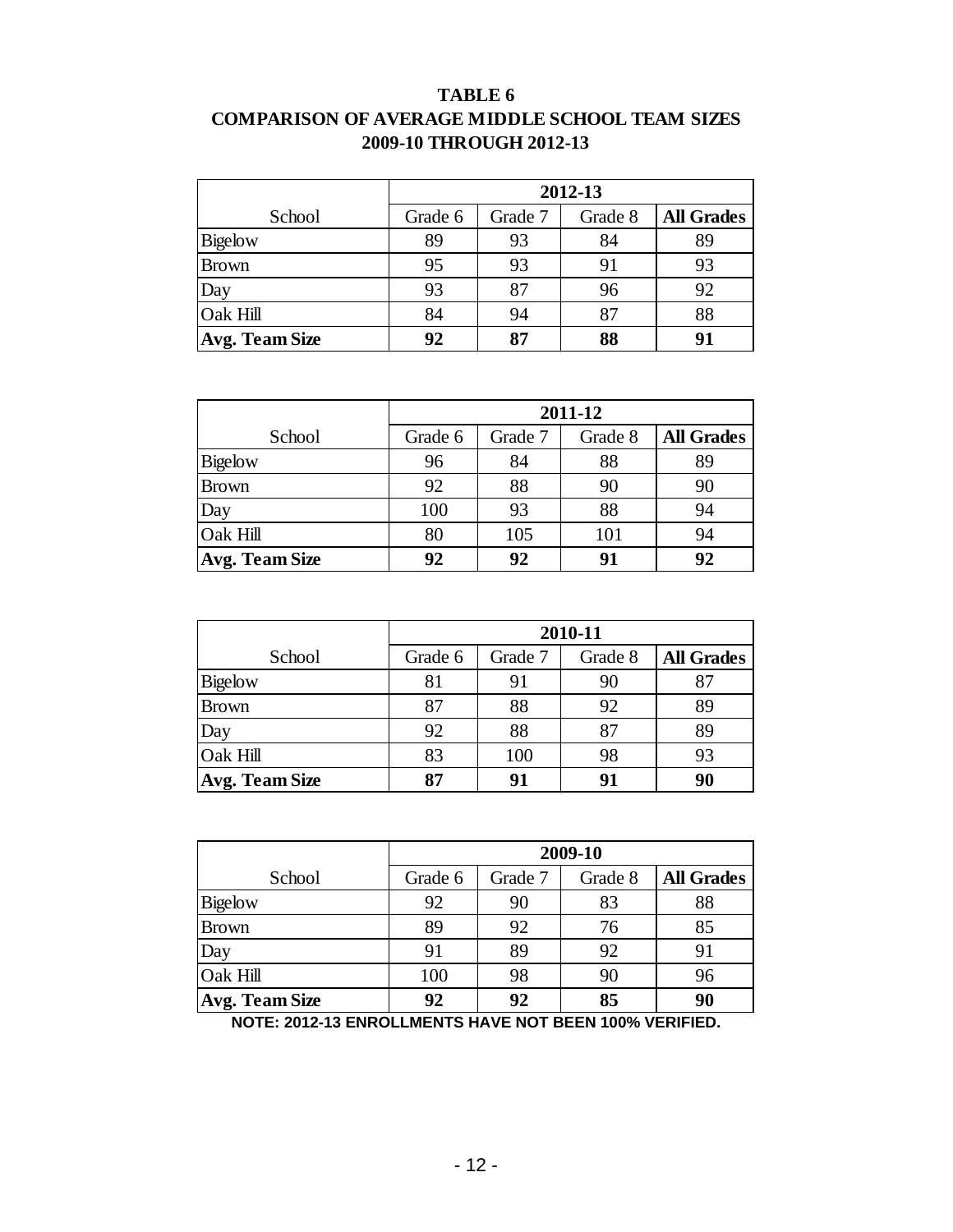**TABLE 6**
**COMPARISON OF AVERAGE MIDDLE SCHOOL TEAM SIZES**
**2009-10 THROUGH 2012-13**

| | **2012-13** | | | |
|---|---|---|---|---|
| School | Grade 6 | Grade 7 | Grade 8 | **All Grades** |
| Bigelow | 89 | 93 | 84 | 89 |
| Brown | 95 | 93 | 91 | 93 |
| Day | 93 | 87 | 96 | 92 |
| Oak Hill | 84 | 94 | 87 | 88 |
| **Avg. Team Size** | **92** | **87** | **88** | **91** |

| | **2011-12** | | | |
|---|---|---|---|---|
| School | Grade 6 | Grade 7 | Grade 8 | **All Grades** |
| Bigelow | 96 | 84 | 88 | 89 |
| Brown | 92 | 88 | 90 | 90 |
| Day | 100 | 93 | 88 | 94 |
| Oak Hill | 80 | 105 | 101 | 94 |
| **Avg. Team Size** | **92** | **92** | **91** | **92** |

| | **2010-11** | | | |
|---|---|---|---|---|
| School | Grade 6 | Grade 7 | Grade 8 | **All Grades** |
| Bigelow | 81 | 91 | 90 | 87 |
| Brown | 87 | 88 | 92 | 89 |
| Day | 92 | 88 | 87 | 89 |
| Oak Hill | 83 | 100 | 98 | 93 |
| **Avg. Team Size** | **87** | **91** | **91** | **90** |

| | **2009-10** | | | |
|---|---|---|---|---|
| School | Grade 6 | Grade 7 | Grade 8 | **All Grades** |
| Bigelow | 92 | 90 | 83 | 88 |
| Brown | 89 | 92 | 76 | 85 |
| Day | 91 | 89 | 92 | 91 |
| Oak Hill | 100 | 98 | 90 | 96 |
| **Avg. Team Size** | **92** | **92** | **85** | **90** |

**NOTE: 2012-13 ENROLLMENTS HAVE NOT BEEN 100% VERIFIED.**